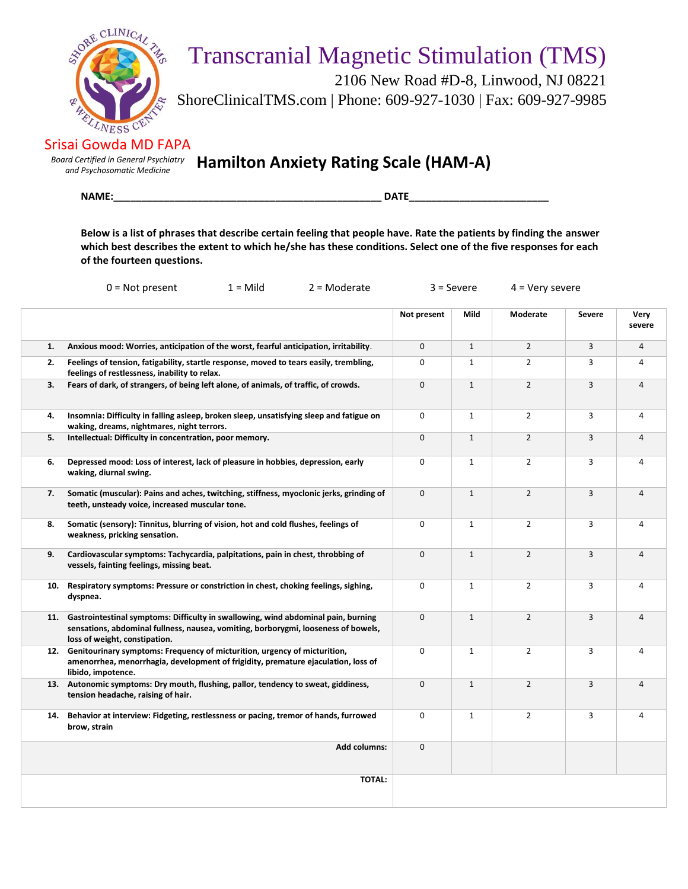# Transcranial Magnetic Stimulation (TMS)

2106 New Road #D-8, Linwood, NJ 08221

ShoreClinicalTMS.com | Phone: 609-927-1030 | Fax: 609-927-9985

Srisai Gowda MD FAPA

*Board Certified in General Psychiatry and Psychosomatic Medicine*

## Hamilton Anxiety Rating Scale (HAM-A)

**NAME:**_______________________________________________ **DATE**________________________

**Below is a list of phrases that describe certain feeling that people have. Rate the patients by finding the answer which best describes the extent to which he/she has these conditions. Select one of the five responses for each of the fourteen questions.**

0 = Not present    1 = Mild    2 = Moderate    3 = Severe    4 = Very severe

| | | Not present | Mild | Moderate | Severe | Very severe |
|---|---|---|---|---|---|---|
| **1.** | **Anxious mood: Worries, anticipation of the worst, fearful anticipation, irritability.** | 0 | 1 | 2 | 3 | 4 |
| **2.** | **Feelings of tension, fatigability, startle response, moved to tears easily, trembling, feelings of restlessness, inability to relax.** | 0 | 1 | 2 | 3 | 4 |
| **3.** | **Fears of dark, of strangers, of being left alone, of animals, of traffic, of crowds.** | 0 | 1 | 2 | 3 | 4 |
| **4.** | **Insomnia: Difficulty in falling asleep, broken sleep, unsatisfying sleep and fatigue on waking, dreams, nightmares, night terrors.** | 0 | 1 | 2 | 3 | 4 |
| **5.** | **Intellectual: Difficulty in concentration, poor memory.** | 0 | 1 | 2 | 3 | 4 |
| **6.** | **Depressed mood: Loss of interest, lack of pleasure in hobbies, depression, early waking, diurnal swing.** | 0 | 1 | 2 | 3 | 4 |
| **7.** | **Somatic (muscular): Pains and aches, twitching, stiffness, myoclonic jerks, grinding of teeth, unsteady voice, increased muscular tone.** | 0 | 1 | 2 | 3 | 4 |
| **8.** | **Somatic (sensory): Tinnitus, blurring of vision, hot and cold flushes, feelings of weakness, pricking sensation.** | 0 | 1 | 2 | 3 | 4 |
| **9.** | **Cardiovascular symptoms: Tachycardia, palpitations, pain in chest, throbbing of vessels, fainting feelings, missing beat.** | 0 | 1 | 2 | 3 | 4 |
| **10.** | **Respiratory symptoms: Pressure or constriction in chest, choking feelings, sighing, dyspnea.** | 0 | 1 | 2 | 3 | 4 |
| **11.** | **Gastrointestinal symptoms: Difficulty in swallowing, wind abdominal pain, burning sensations, abdominal fullness, nausea, vomiting, borborygmi, looseness of bowels, loss of weight, constipation.** | 0 | 1 | 2 | 3 | 4 |
| **12.** | **Genitourinary symptoms: Frequency of micturition, urgency of micturition, amenorrhea, menorrhagia, development of frigidity, premature ejaculation, loss of libido, impotence.** | 0 | 1 | 2 | 3 | 4 |
| **13.** | **Autonomic symptoms: Dry mouth, flushing, pallor, tendency to sweat, giddiness, tension headache, raising of hair.** | 0 | 1 | 2 | 3 | 4 |
| **14.** | **Behavior at interview: Fidgeting, restlessness or pacing, tremor of hands, furrowed brow, strain** | 0 | 1 | 2 | 3 | 4 |
| | **Add columns:** | 0 | | | | |
| | **TOTAL:** | | | | | |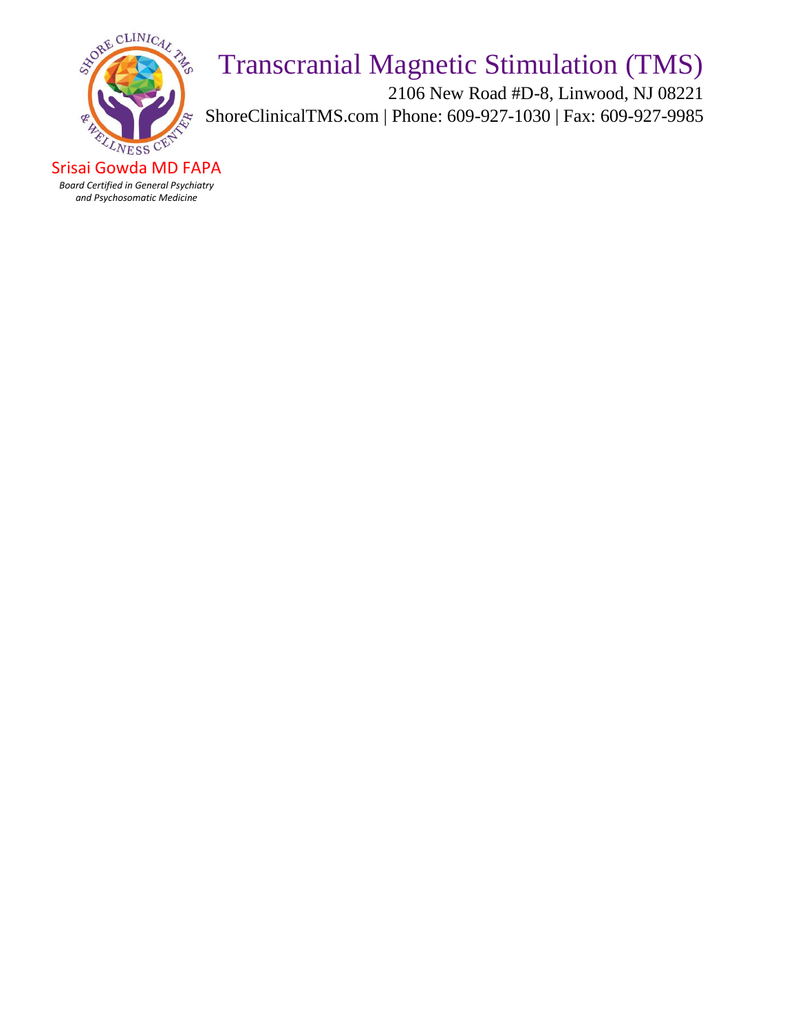# Transcranial Magnetic Stimulation (TMS)

2106 New Road #D-8, Linwood, NJ 08221

ShoreClinicalTMS.com | Phone: 609-927-1030 | Fax: 609-927-9985

Srisai Gowda MD FAPA

*Board Certified in General Psychiatry and Psychosomatic Medicine*